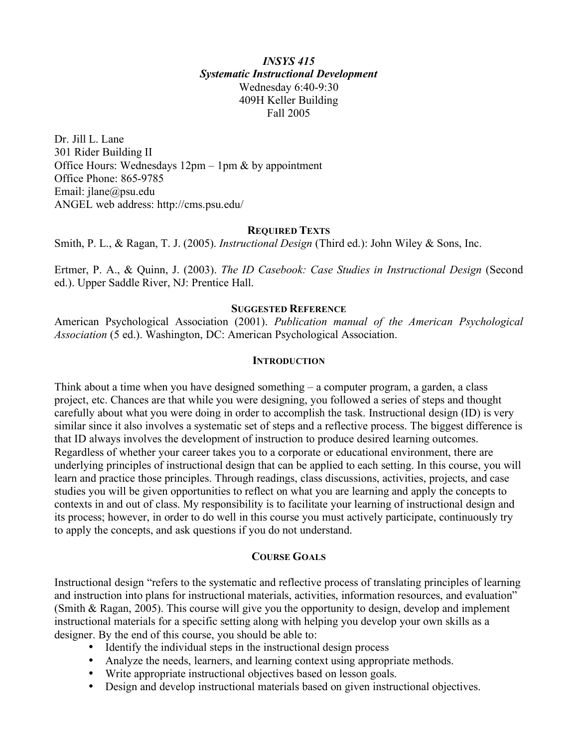# *INSYS 415*
## *Systematic Instructional Development*

Wednesday 6:40-9:30
409H Keller Building
Fall 2005

Dr. Jill L. Lane
301 Rider Building II
Office Hours: Wednesdays 12pm – 1pm & by appointment
Office Phone: 865-9785
Email: jlane@psu.edu
ANGEL web address: http://cms.psu.edu/

### REQUIRED TEXTS

Smith, P. L., & Ragan, T. J. (2005). *Instructional Design* (Third ed.): John Wiley & Sons, Inc.

Ertmer, P. A., & Quinn, J. (2003). *The ID Casebook: Case Studies in Instructional Design* (Second ed.). Upper Saddle River, NJ: Prentice Hall.

### SUGGESTED REFERENCE

American Psychological Association (2001). *Publication manual of the American Psychological Association* (5 ed.). Washington, DC: American Psychological Association.

### INTRODUCTION

Think about a time when you have designed something – a computer program, a garden, a class project, etc. Chances are that while you were designing, you followed a series of steps and thought carefully about what you were doing in order to accomplish the task. Instructional design (ID) is very similar since it also involves a systematic set of steps and a reflective process. The biggest difference is that ID always involves the development of instruction to produce desired learning outcomes. Regardless of whether your career takes you to a corporate or educational environment, there are underlying principles of instructional design that can be applied to each setting. In this course, you will learn and practice those principles. Through readings, class discussions, activities, projects, and case studies you will be given opportunities to reflect on what you are learning and apply the concepts to contexts in and out of class. My responsibility is to facilitate your learning of instructional design and its process; however, in order to do well in this course you must actively participate, continuously try to apply the concepts, and ask questions if you do not understand.

### COURSE GOALS

Instructional design "refers to the systematic and reflective process of translating principles of learning and instruction into plans for instructional materials, activities, information resources, and evaluation" (Smith & Ragan, 2005). This course will give you the opportunity to design, develop and implement instructional materials for a specific setting along with helping you develop your own skills as a designer. By the end of this course, you should be able to:

- Identify the individual steps in the instructional design process
- Analyze the needs, learners, and learning context using appropriate methods.
- Write appropriate instructional objectives based on lesson goals.
- Design and develop instructional materials based on given instructional objectives.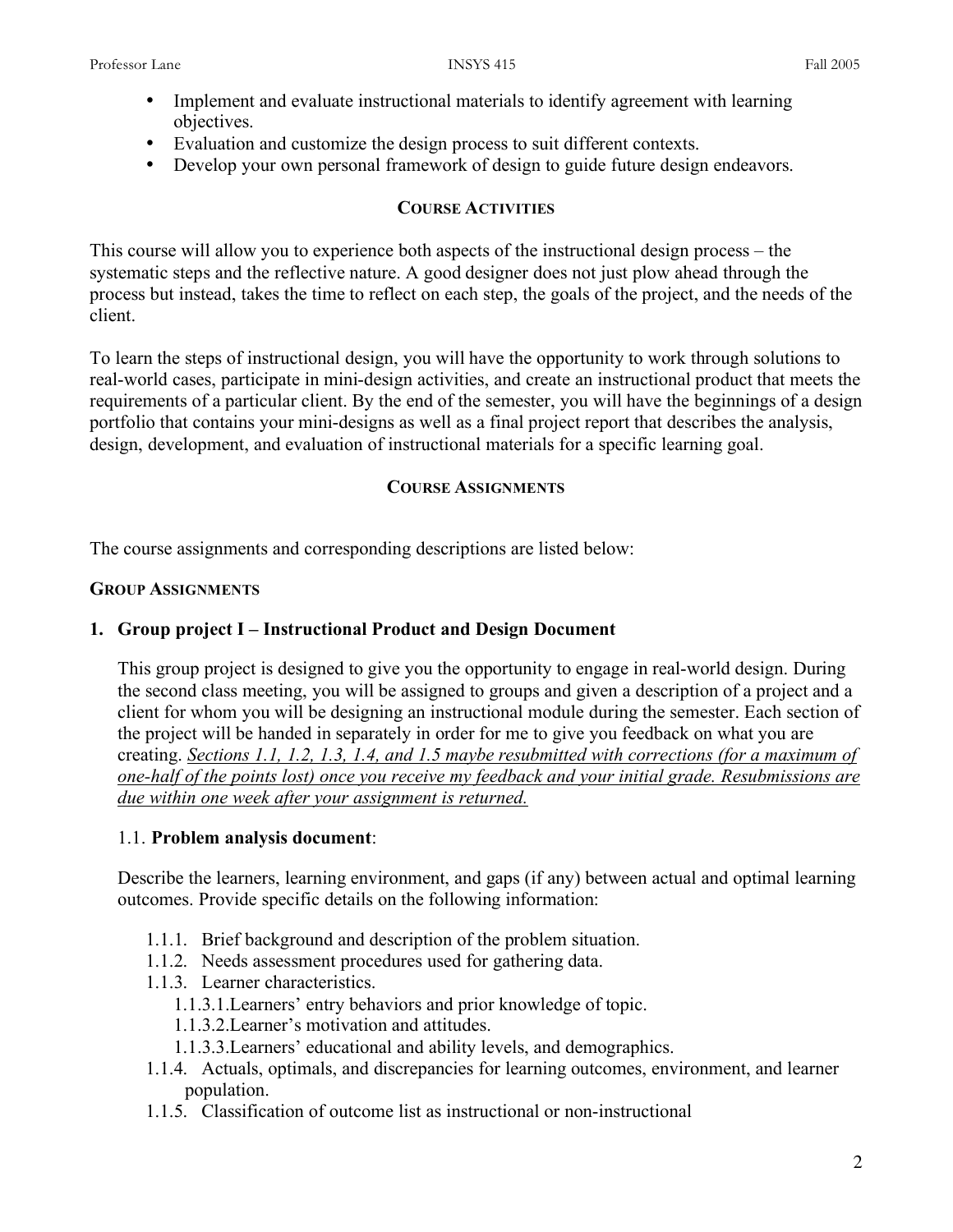- Implement and evaluate instructional materials to identify agreement with learning objectives.
- Evaluation and customize the design process to suit different contexts.
- Develop your own personal framework of design to guide future design endeavors.

## COURSE ACTIVITIES

This course will allow you to experience both aspects of the instructional design process – the systematic steps and the reflective nature. A good designer does not just plow ahead through the process but instead, takes the time to reflect on each step, the goals of the project, and the needs of the client.

To learn the steps of instructional design, you will have the opportunity to work through solutions to real-world cases, participate in mini-design activities, and create an instructional product that meets the requirements of a particular client. By the end of the semester, you will have the beginnings of a design portfolio that contains your mini-designs as well as a final project report that describes the analysis, design, development, and evaluation of instructional materials for a specific learning goal.

## COURSE ASSIGNMENTS

The course assignments and corresponding descriptions are listed below:

### GROUP ASSIGNMENTS

### 1. Group project I – Instructional Product and Design Document

This group project is designed to give you the opportunity to engage in real-world design. During the second class meeting, you will be assigned to groups and given a description of a project and a client for whom you will be designing an instructional module during the semester. Each section of the project will be handed in separately in order for me to give you feedback on what you are creating. <u>*Sections 1.1, 1.2, 1.3, 1.4, and 1.5 maybe resubmitted with corrections (for a maximum of one-half of the points lost) once you receive my feedback and your initial grade. Resubmissions are due within one week after your assignment is returned.*</u>

1.1. **Problem analysis document**:

Describe the learners, learning environment, and gaps (if any) between actual and optimal learning outcomes. Provide specific details on the following information:

- 1.1.1. Brief background and description of the problem situation.
- 1.1.2. Needs assessment procedures used for gathering data.
- 1.1.3. Learner characteristics.
  - 1.1.3.1. Learners' entry behaviors and prior knowledge of topic.
  - 1.1.3.2. Learner's motivation and attitudes.
  - 1.1.3.3. Learners' educational and ability levels, and demographics.
- 1.1.4. Actuals, optimals, and discrepancies for learning outcomes, environment, and learner population.
- 1.1.5. Classification of outcome list as instructional or non-instructional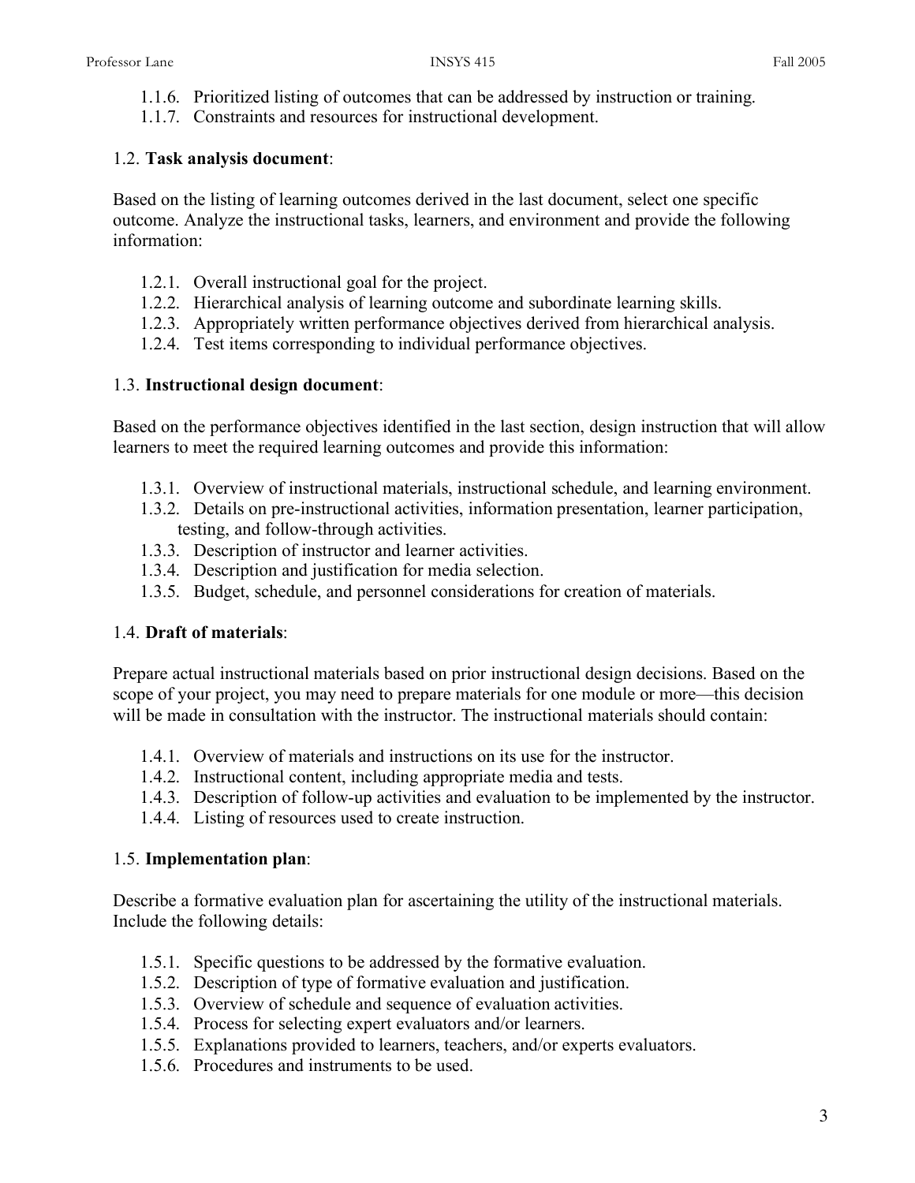1.1.6. Prioritized listing of outcomes that can be addressed by instruction or training.
1.1.7. Constraints and resources for instructional development.

1.2. **Task analysis document**:

Based on the listing of learning outcomes derived in the last document, select one specific outcome. Analyze the instructional tasks, learners, and environment and provide the following information:

1.2.1. Overall instructional goal for the project.
1.2.2. Hierarchical analysis of learning outcome and subordinate learning skills.
1.2.3. Appropriately written performance objectives derived from hierarchical analysis.
1.2.4. Test items corresponding to individual performance objectives.

1.3. **Instructional design document**:

Based on the performance objectives identified in the last section, design instruction that will allow learners to meet the required learning outcomes and provide this information:

1.3.1. Overview of instructional materials, instructional schedule, and learning environment.
1.3.2. Details on pre-instructional activities, information presentation, learner participation, testing, and follow-through activities.
1.3.3. Description of instructor and learner activities.
1.3.4. Description and justification for media selection.
1.3.5. Budget, schedule, and personnel considerations for creation of materials.

1.4. **Draft of materials**:

Prepare actual instructional materials based on prior instructional design decisions. Based on the scope of your project, you may need to prepare materials for one module or more—this decision will be made in consultation with the instructor. The instructional materials should contain:

1.4.1. Overview of materials and instructions on its use for the instructor.
1.4.2. Instructional content, including appropriate media and tests.
1.4.3. Description of follow-up activities and evaluation to be implemented by the instructor.
1.4.4. Listing of resources used to create instruction.

1.5. **Implementation plan**:

Describe a formative evaluation plan for ascertaining the utility of the instructional materials. Include the following details:

1.5.1. Specific questions to be addressed by the formative evaluation.
1.5.2. Description of type of formative evaluation and justification.
1.5.3. Overview of schedule and sequence of evaluation activities.
1.5.4. Process for selecting expert evaluators and/or learners.
1.5.5. Explanations provided to learners, teachers, and/or experts evaluators.
1.5.6. Procedures and instruments to be used.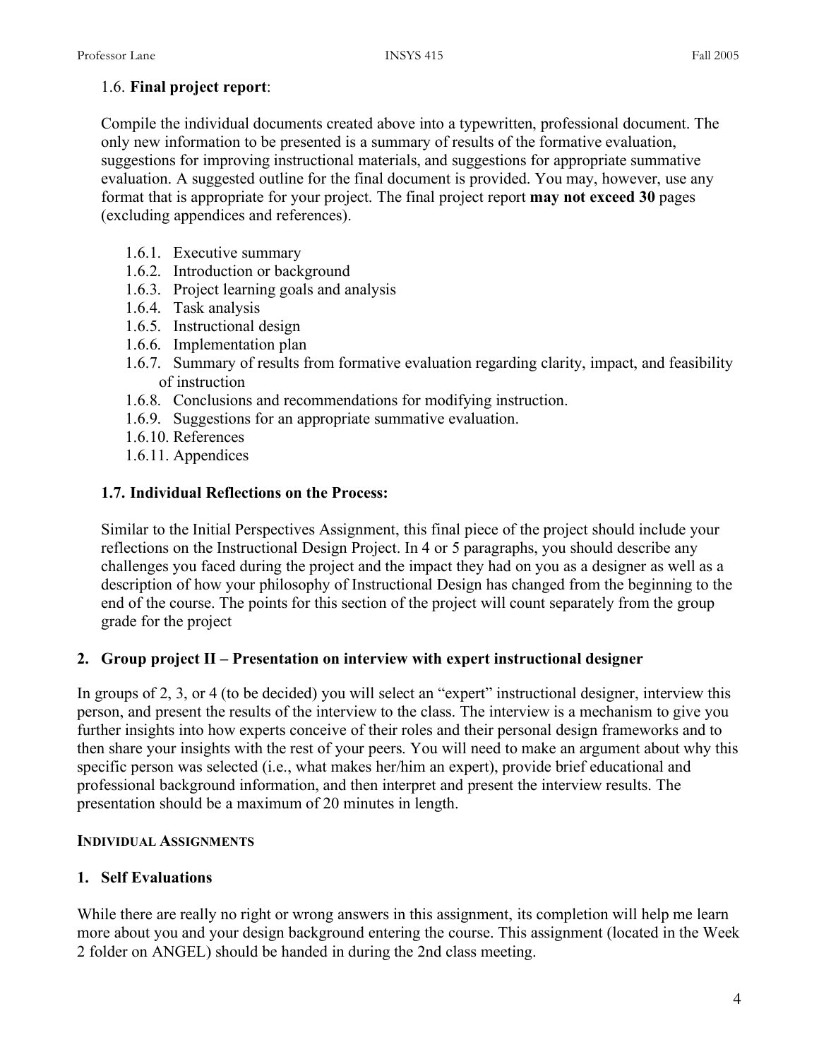### 1.6. **Final project report**:

Compile the individual documents created above into a typewritten, professional document. The only new information to be presented is a summary of results of the formative evaluation, suggestions for improving instructional materials, and suggestions for appropriate summative evaluation. A suggested outline for the final document is provided. You may, however, use any format that is appropriate for your project. The final project report **may not exceed 30** pages (excluding appendices and references).

- 1.6.1. Executive summary
- 1.6.2. Introduction or background
- 1.6.3. Project learning goals and analysis
- 1.6.4. Task analysis
- 1.6.5. Instructional design
- 1.6.6. Implementation plan
- 1.6.7. Summary of results from formative evaluation regarding clarity, impact, and feasibility of instruction
- 1.6.8. Conclusions and recommendations for modifying instruction.
- 1.6.9. Suggestions for an appropriate summative evaluation.
- 1.6.10. References
- 1.6.11. Appendices

### 1.7. Individual Reflections on the Process:

Similar to the Initial Perspectives Assignment, this final piece of the project should include your reflections on the Instructional Design Project. In 4 or 5 paragraphs, you should describe any challenges you faced during the project and the impact they had on you as a designer as well as a description of how your philosophy of Instructional Design has changed from the beginning to the end of the course. The points for this section of the project will count separately from the group grade for the project

## 2. Group project II – Presentation on interview with expert instructional designer

In groups of 2, 3, or 4 (to be decided) you will select an "expert" instructional designer, interview this person, and present the results of the interview to the class. The interview is a mechanism to give you further insights into how experts conceive of their roles and their personal design frameworks and to then share your insights with the rest of your peers. You will need to make an argument about why this specific person was selected (i.e., what makes her/him an expert), provide brief educational and professional background information, and then interpret and present the interview results. The presentation should be a maximum of 20 minutes in length.

**INDIVIDUAL ASSIGNMENTS**

## 1. Self Evaluations

While there are really no right or wrong answers in this assignment, its completion will help me learn more about you and your design background entering the course. This assignment (located in the Week 2 folder on ANGEL) should be handed in during the 2nd class meeting.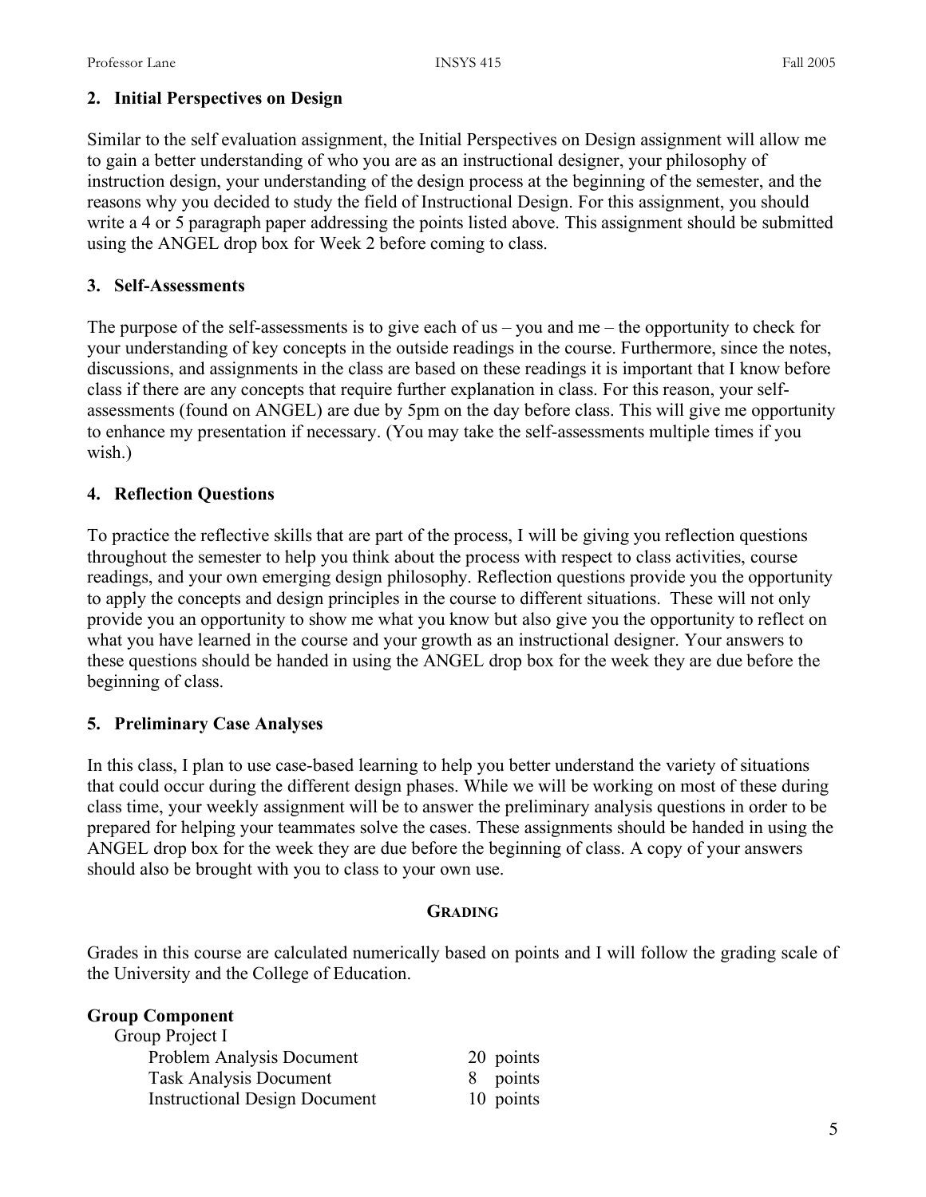### 2. Initial Perspectives on Design

Similar to the self evaluation assignment, the Initial Perspectives on Design assignment will allow me to gain a better understanding of who you are as an instructional designer, your philosophy of instruction design, your understanding of the design process at the beginning of the semester, and the reasons why you decided to study the field of Instructional Design. For this assignment, you should write a 4 or 5 paragraph paper addressing the points listed above. This assignment should be submitted using the ANGEL drop box for Week 2 before coming to class.

### 3. Self-Assessments

The purpose of the self-assessments is to give each of us – you and me – the opportunity to check for your understanding of key concepts in the outside readings in the course. Furthermore, since the notes, discussions, and assignments in the class are based on these readings it is important that I know before class if there are any concepts that require further explanation in class. For this reason, your self-assessments (found on ANGEL) are due by 5pm on the day before class. This will give me opportunity to enhance my presentation if necessary. (You may take the self-assessments multiple times if you wish.)

### 4. Reflection Questions

To practice the reflective skills that are part of the process, I will be giving you reflection questions throughout the semester to help you think about the process with respect to class activities, course readings, and your own emerging design philosophy. Reflection questions provide you the opportunity to apply the concepts and design principles in the course to different situations. These will not only provide you an opportunity to show me what you know but also give you the opportunity to reflect on what you have learned in the course and your growth as an instructional designer. Your answers to these questions should be handed in using the ANGEL drop box for the week they are due before the beginning of class.

### 5. Preliminary Case Analyses

In this class, I plan to use case-based learning to help you better understand the variety of situations that could occur during the different design phases. While we will be working on most of these during class time, your weekly assignment will be to answer the preliminary analysis questions in order to be prepared for helping your teammates solve the cases. These assignments should be handed in using the ANGEL drop box for the week they are due before the beginning of class. A copy of your answers should also be brought with you to class to your own use.

## GRADING

Grades in this course are calculated numerically based on points and I will follow the grading scale of the University and the College of Education.

**Group Component**

Group Project I

| | |
|---|---|
| Problem Analysis Document | 20 points |
| Task Analysis Document | 8 points |
| Instructional Design Document | 10 points |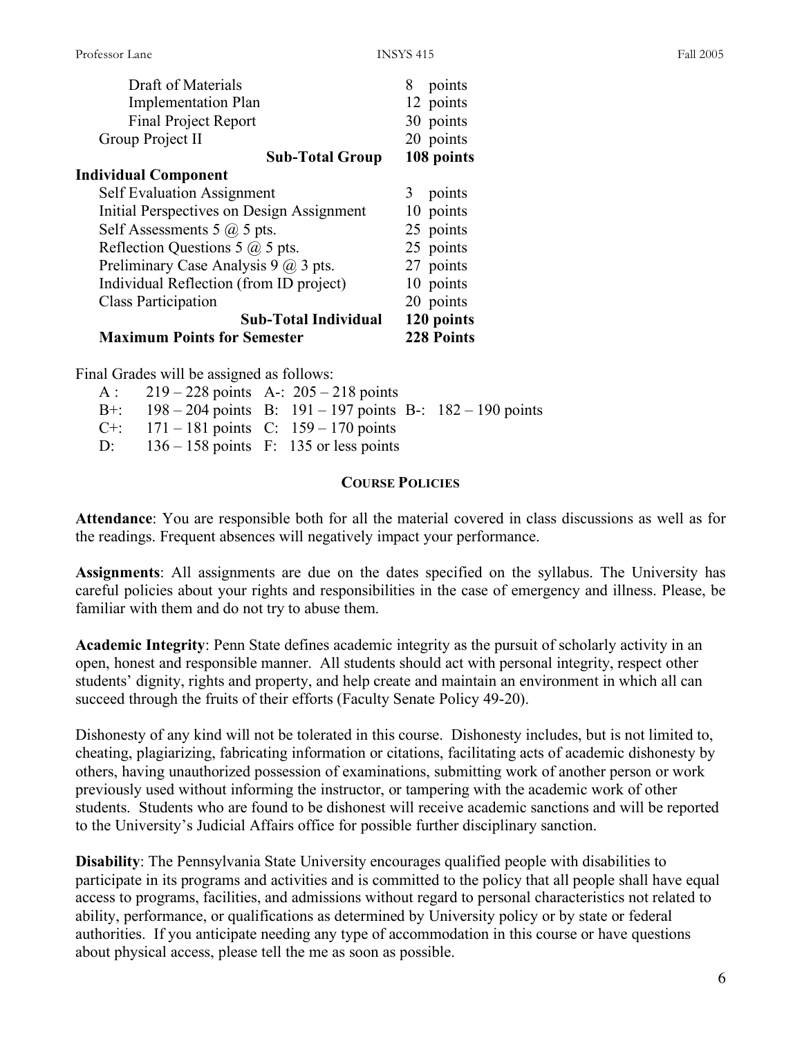| | |
|---|---|
| Draft of Materials | 8 points |
| Implementation Plan | 12 points |
| Final Project Report | 30 points |
| Group Project II | 20 points |
| **Sub-Total Group** | **108 points** |
| **Individual Component** | |
| Self Evaluation Assignment | 3 points |
| Initial Perspectives on Design Assignment | 10 points |
| Self Assessments 5 @ 5 pts. | 25 points |
| Reflection Questions 5 @ 5 pts. | 25 points |
| Preliminary Case Analysis 9 @ 3 pts. | 27 points |
| Individual Reflection (from ID project) | 10 points |
| Class Participation | 20 points |
| **Sub-Total Individual** | **120 points** |
| **Maximum Points for Semester** | **228 Points** |

Final Grades will be assigned as follows:

| | | | | | |
|---|---|---|---|---|---|
| A : | 219 – 228 points | A-: | 205 – 218 points | | |
| B+: | 198 – 204 points | B: | 191 – 197 points | B-: | 182 – 190 points |
| C+: | 171 – 181 points | C: | 159 – 170 points | | |
| D: | 136 – 158 points | F: | 135 or less points | | |

## COURSE POLICIES

**Attendance**: You are responsible both for all the material covered in class discussions as well as for the readings. Frequent absences will negatively impact your performance.

**Assignments**: All assignments are due on the dates specified on the syllabus. The University has careful policies about your rights and responsibilities in the case of emergency and illness. Please, be familiar with them and do not try to abuse them.

**Academic Integrity**: Penn State defines academic integrity as the pursuit of scholarly activity in an open, honest and responsible manner. All students should act with personal integrity, respect other students' dignity, rights and property, and help create and maintain an environment in which all can succeed through the fruits of their efforts (Faculty Senate Policy 49-20).

Dishonesty of any kind will not be tolerated in this course. Dishonesty includes, but is not limited to, cheating, plagiarizing, fabricating information or citations, facilitating acts of academic dishonesty by others, having unauthorized possession of examinations, submitting work of another person or work previously used without informing the instructor, or tampering with the academic work of other students. Students who are found to be dishonest will receive academic sanctions and will be reported to the University's Judicial Affairs office for possible further disciplinary sanction.

**Disability**: The Pennsylvania State University encourages qualified people with disabilities to participate in its programs and activities and is committed to the policy that all people shall have equal access to programs, facilities, and admissions without regard to personal characteristics not related to ability, performance, or qualifications as determined by University policy or by state or federal authorities. If you anticipate needing any type of accommodation in this course or have questions about physical access, please tell the me as soon as possible.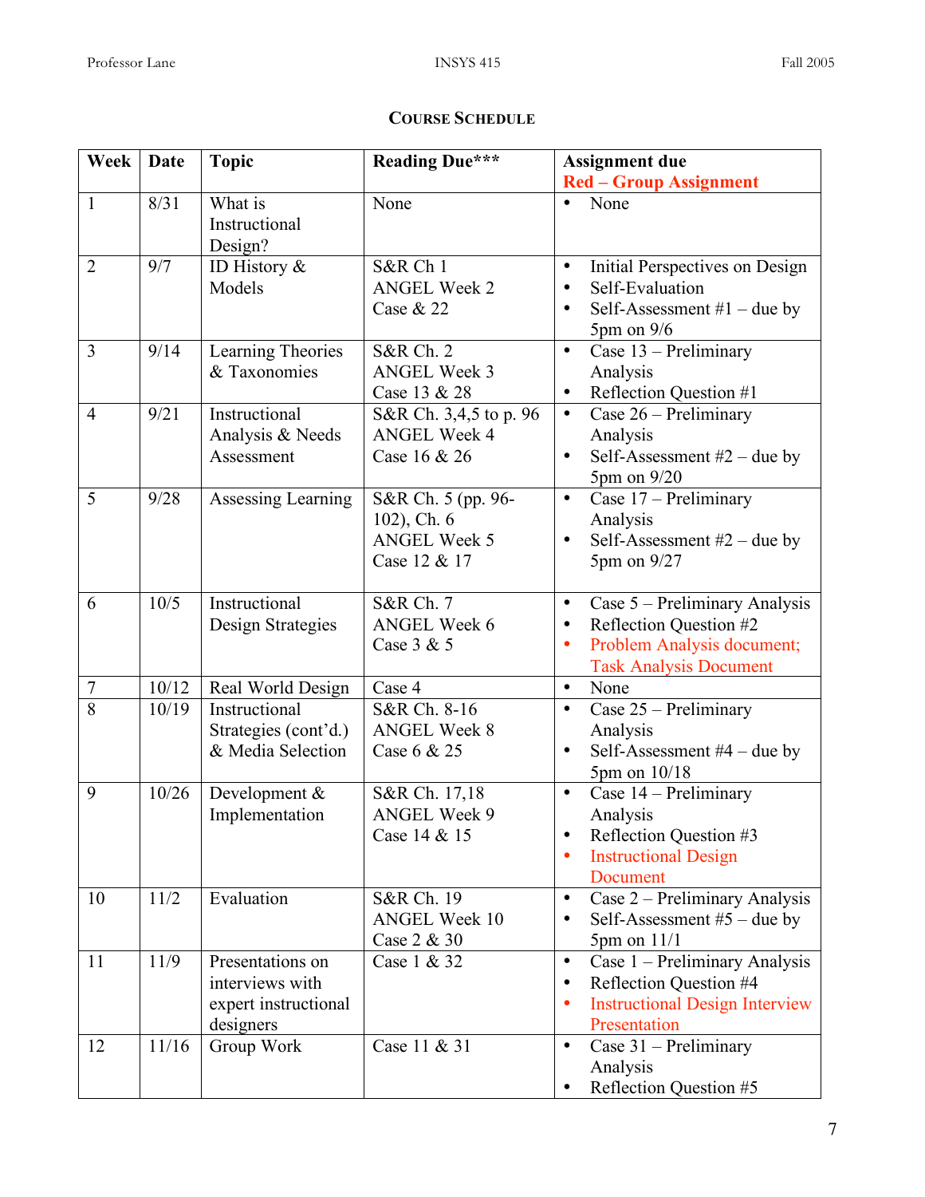## Course Schedule

| Week | Date | Topic | Reading Due*** | Assignment due<br>Red – Group Assignment |
|---|---|---|---|---|
| 1 | 8/31 | What is Instructional Design? | None | • None |
| 2 | 9/7 | ID History & Models | S&R Ch 1<br>ANGEL Week 2<br>Case & 22 | • Initial Perspectives on Design<br>• Self-Evaluation<br>• Self-Assessment #1 – due by 5pm on 9/6 |
| 3 | 9/14 | Learning Theories & Taxonomies | S&R Ch. 2<br>ANGEL Week 3<br>Case 13 & 28 | • Case 13 – Preliminary Analysis<br>• Reflection Question #1 |
| 4 | 9/21 | Instructional Analysis & Needs Assessment | S&R Ch. 3,4,5 to p. 96<br>ANGEL Week 4<br>Case 16 & 26 | • Case 26 – Preliminary Analysis<br>• Self-Assessment #2 – due by 5pm on 9/20 |
| 5 | 9/28 | Assessing Learning | S&R Ch. 5 (pp. 96-102), Ch. 6<br>ANGEL Week 5<br>Case 12 & 17 | • Case 17 – Preliminary Analysis<br>• Self-Assessment #2 – due by 5pm on 9/27 |
| 6 | 10/5 | Instructional Design Strategies | S&R Ch. 7<br>ANGEL Week 6<br>Case 3 & 5 | • Case 5 – Preliminary Analysis<br>• Reflection Question #2<br>• Problem Analysis document; Task Analysis Document |
| 7 | 10/12 | Real World Design | Case 4 | • None |
| 8 | 10/19 | Instructional Strategies (cont'd.) & Media Selection | S&R Ch. 8-16<br>ANGEL Week 8<br>Case 6 & 25 | • Case 25 – Preliminary Analysis<br>• Self-Assessment #4 – due by 5pm on 10/18 |
| 9 | 10/26 | Development & Implementation | S&R Ch. 17,18<br>ANGEL Week 9<br>Case 14 & 15 | • Case 14 – Preliminary Analysis<br>• Reflection Question #3<br>• Instructional Design Document |
| 10 | 11/2 | Evaluation | S&R Ch. 19<br>ANGEL Week 10<br>Case 2 & 30 | • Case 2 – Preliminary Analysis<br>• Self-Assessment #5 – due by 5pm on 11/1 |
| 11 | 11/9 | Presentations on interviews with expert instructional designers | Case 1 & 32 | • Case 1 – Preliminary Analysis<br>• Reflection Question #4<br>• Instructional Design Interview Presentation |
| 12 | 11/16 | Group Work | Case 11 & 31 | • Case 31 – Preliminary Analysis<br>• Reflection Question #5 |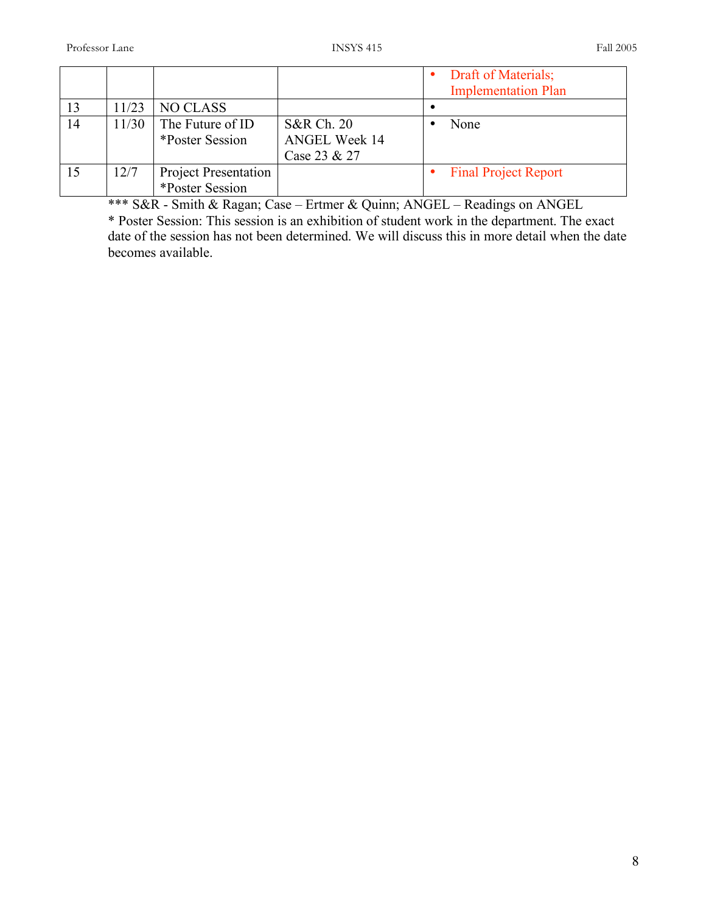| | | | | |
|---|---|---|---|---|
| | | | | • Draft of Materials; Implementation Plan |
| 13 | 11/23 | NO CLASS | | • |
| 14 | 11/30 | The Future of ID<br>*Poster Session | S&R Ch. 20<br>ANGEL Week 14<br>Case 23 & 27 | • None |
| 15 | 12/7 | Project Presentation<br>*Poster Session | | • Final Project Report |

*** S&R - Smith & Ragan; Case – Ertmer & Quinn; ANGEL – Readings on ANGEL

* Poster Session: This session is an exhibition of student work in the department. The exact date of the session has not been determined. We will discuss this in more detail when the date becomes available.